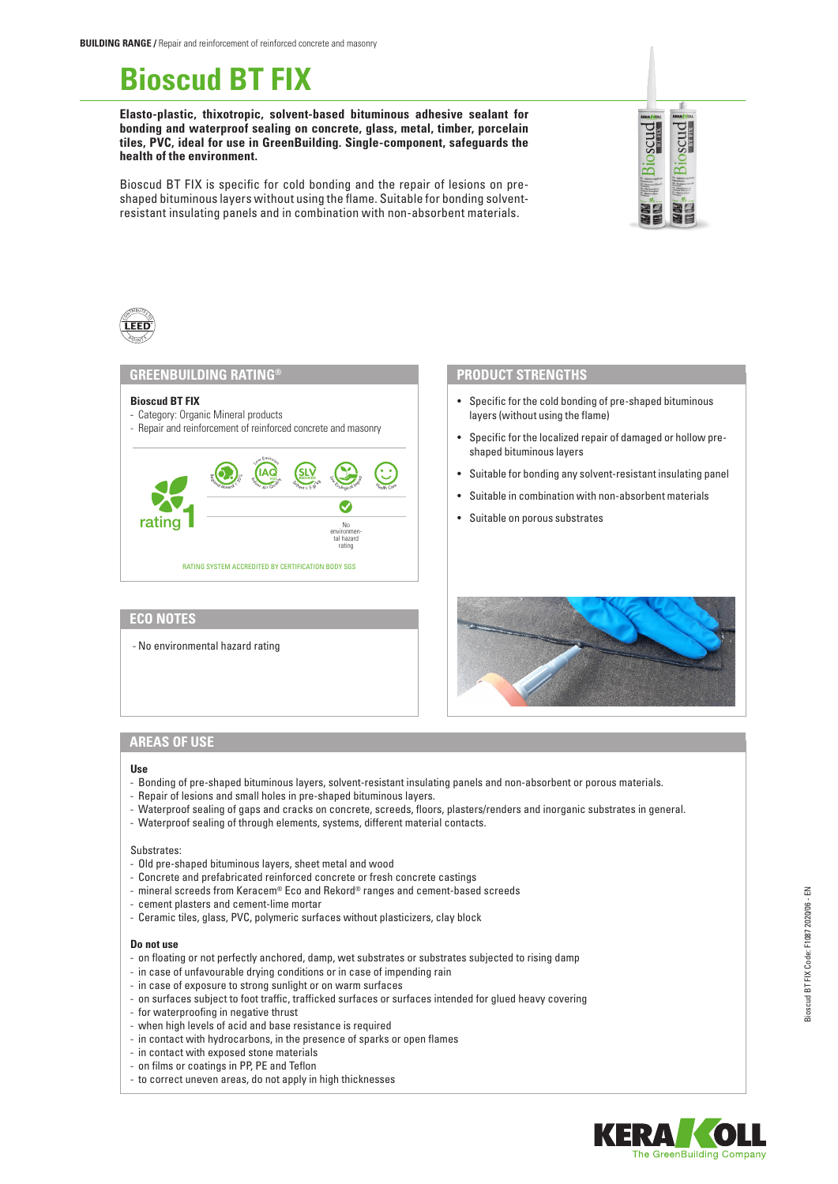**BUILDING RANGE /** Repair and reinforcement of reinforced concrete and masonry

# Bioscud BT FIX

**Elasto-plastic, thixotropic, solvent-based bituminous adhesive sealant for bonding and waterproof sealing on concrete, glass, metal, timber, porcelain tiles, PVC, ideal for use in GreenBuilding. Single-component, safeguards the health of the environment.**

Bioscud BT FIX is specific for cold bonding and the repair of lesions on pre-shaped bituminous layers without using the flame. Suitable for bonding solvent-resistant insulating panels and in combination with non-absorbent materials.

## GREENBUILDING RATING®

**Bioscud BT FIX**
- Category: Organic Mineral products
- Repair and reinforcement of reinforced concrete and masonry

rating 1

No environmental hazard rating

RATING SYSTEM ACCREDITED BY CERTIFICATION BODY SGS

## PRODUCT STRENGTHS

- Specific for the cold bonding of pre-shaped bituminous layers (without using the flame)
- Specific for the localized repair of damaged or hollow pre-shaped bituminous layers
- Suitable for bonding any solvent-resistant insulating panel
- Suitable in combination with non-absorbent materials
- Suitable on porous substrates

## ECO NOTES

- No environmental hazard rating

## AREAS OF USE

**Use**
- Bonding of pre-shaped bituminous layers, solvent-resistant insulating panels and non-absorbent or porous materials.
- Repair of lesions and small holes in pre-shaped bituminous layers.
- Waterproof sealing of gaps and cracks on concrete, screeds, floors, plasters/renders and inorganic substrates in general.
- Waterproof sealing of through elements, systems, different material contacts.

Substrates:
- Old pre-shaped bituminous layers, sheet metal and wood
- Concrete and prefabricated reinforced concrete or fresh concrete castings
- mineral screeds from Keracem® Eco and Rekord® ranges and cement-based screeds
- cement plasters and cement-lime mortar
- Ceramic tiles, glass, PVC, polymeric surfaces without plasticizers, clay block

**Do not use**
- on floating or not perfectly anchored, damp, wet substrates or substrates subjected to rising damp
- in case of unfavourable drying conditions or in case of impending rain
- in case of exposure to strong sunlight or on warm surfaces
- on surfaces subject to foot traffic, trafficked surfaces or surfaces intended for glued heavy covering
- for waterproofing in negative thrust
- when high levels of acid and base resistance is required
- in contact with hydrocarbons, in the presence of sparks or open flames
- in contact with exposed stone materials
- on films or coatings in PP, PE and Teflon
- to correct uneven areas, do not apply in high thicknesses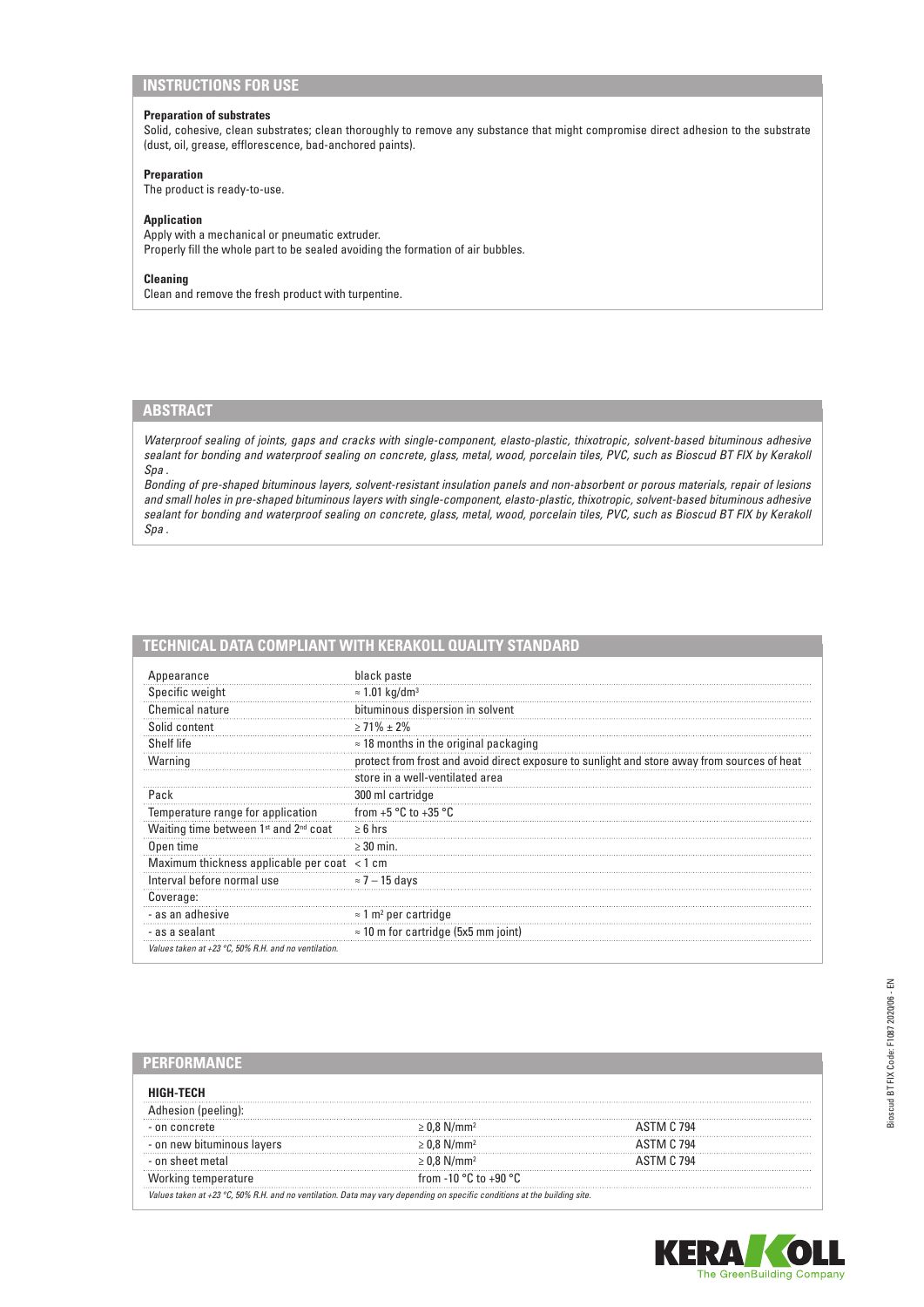## INSTRUCTIONS FOR USE

**Preparation of substrates**
Solid, cohesive, clean substrates; clean thoroughly to remove any substance that might compromise direct adhesion to the substrate (dust, oil, grease, efflorescence, bad-anchored paints).

**Preparation**
The product is ready-to-use.

**Application**
Apply with a mechanical or pneumatic extruder.
Properly fill the whole part to be sealed avoiding the formation of air bubbles.

**Cleaning**
Clean and remove the fresh product with turpentine.

## ABSTRACT

*Waterproof sealing of joints, gaps and cracks with single-component, elasto-plastic, thixotropic, solvent-based bituminous adhesive sealant for bonding and waterproof sealing on concrete, glass, metal, wood, porcelain tiles, PVC, such as Bioscud BT FIX by Kerakoll Spa .*

*Bonding of pre-shaped bituminous layers, solvent-resistant insulation panels and non-absorbent or porous materials, repair of lesions and small holes in pre-shaped bituminous layers with single-component, elasto-plastic, thixotropic, solvent-based bituminous adhesive sealant for bonding and waterproof sealing on concrete, glass, metal, wood, porcelain tiles, PVC, such as Bioscud BT FIX by Kerakoll Spa .*

## TECHNICAL DATA COMPLIANT WITH KERAKOLL QUALITY STANDARD

| | |
|---|---|
| Appearance | black paste |
| Specific weight | ≈ 1.01 kg/dm³ |
| Chemical nature | bituminous dispersion in solvent |
| Solid content | ≥ 71% ± 2% |
| Shelf life | ≈ 18 months in the original packaging |
| Warning | protect from frost and avoid direct exposure to sunlight and store away from sources of heat |
| | store in a well-ventilated area |
| Pack | 300 ml cartridge |
| Temperature range for application | from +5 °C to +35 °C |
| Waiting time between 1st and 2nd coat | ≥ 6 hrs |
| Open time | ≥ 30 min. |
| Maximum thickness applicable per coat | < 1 cm |
| Interval before normal use | ≈ 7 – 15 days |
| Coverage: | |
| - as an adhesive | ≈ 1 m² per cartridge |
| - as a sealant | ≈ 10 m for cartridge (5x5 mm joint) |

*Values taken at +23 °C, 50% R.H. and no ventilation.*

## PERFORMANCE

| HIGH-TECH | | |
|---|---|---|
| Adhesion (peeling): | | |
| - on concrete | ≥ 0,8 N/mm² | ASTM C 794 |
| - on new bituminous layers | ≥ 0,8 N/mm² | ASTM C 794 |
| - on sheet metal | ≥ 0,8 N/mm² | ASTM C 794 |
| Working temperature | from -10 °C to +90 °C | |

*Values taken at +23 °C, 50% R.H. and no ventilation. Data may vary depending on specific conditions at the building site.*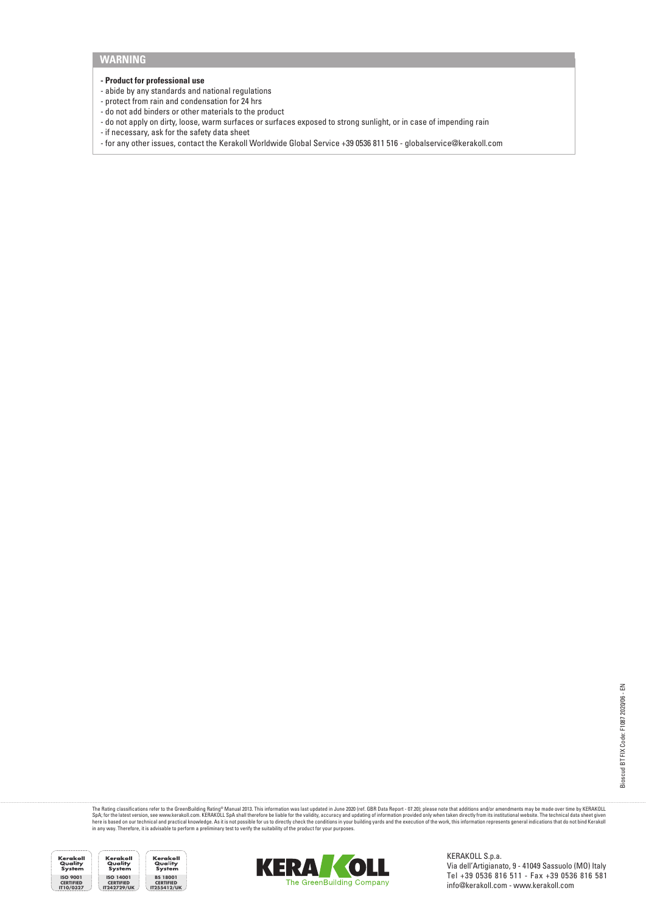## WARNING

- **Product for professional use**
- abide by any standards and national regulations
- protect from rain and condensation for 24 hrs
- do not add binders or other materials to the product
- do not apply on dirty, loose, warm surfaces or surfaces exposed to strong sunlight, or in case of impending rain
- if necessary, ask for the safety data sheet
- for any other issues, contact the Kerakoll Worldwide Global Service +39 0536 811 516 - globalservice@kerakoll.com

Bioscud BT FIX Code: F1087 2020/06 - EN

The Rating classifications refer to the GreenBuilding Rating® Manual 2013. This information was last updated in June 2020 (ref. GBR Data Report - 07.20); please note that additions and/or amendments may be made over time by KERAKOLL SpA; for the latest version, see www.kerakoll.com. KERAKOLL SpA shall therefore be liable for the validity, accuracy and updating of information provided only when taken directly from its institutional website. The technical data sheet given here is based on our technical and practical knowledge. As it is not possible for us to directly check the conditions in your building yards and the execution of the work, this information represents general indications that do not bind Kerakoll in any way. Therefore, it is advisable to perform a preliminary test to verify the suitability of the product for your purposes.

Kerakoll Quality System ISO 9001 CERTIFIED IT10/0327

Kerakoll Quality System ISO 14001 CERTIFIED IT242729/UK

Kerakoll Quality System BS 18001 CERTIFIED IT255412/UK

KERAKOLL The GreenBuilding Company

KERAKOLL S.p.a.
Via dell'Artigianato, 9 - 41049 Sassuolo (MO) Italy
Tel +39 0536 816 511 - Fax +39 0536 816 581
info@kerakoll.com - www.kerakoll.com